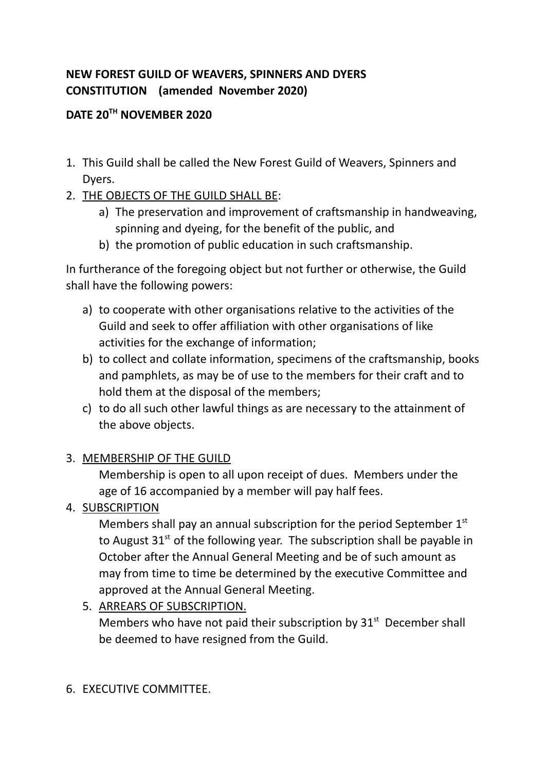**NEW FOREST GUILD OF WEAVERS, SPINNERS AND DYERS**
**CONSTITUTION (amended November 2020)**

**DATE 20TH NOVEMBER 2020**

1. This Guild shall be called the New Forest Guild of Weavers, Spinners and Dyers.
2. THE OBJECTS OF THE GUILD SHALL BE:
    a) The preservation and improvement of craftsmanship in handweaving, spinning and dyeing, for the benefit of the public, and
    b) the promotion of public education in such craftsmanship.

In furtherance of the foregoing object but not further or otherwise, the Guild shall have the following powers:

a) to cooperate with other organisations relative to the activities of the Guild and seek to offer affiliation with other organisations of like activities for the exchange of information;
b) to collect and collate information, specimens of the craftsmanship, books and pamphlets, as may be of use to the members for their craft and to hold them at the disposal of the members;
c) to do all such other lawful things as are necessary to the attainment of the above objects.

3. MEMBERSHIP OF THE GUILD

    Membership is open to all upon receipt of dues. Members under the age of 16 accompanied by a member will pay half fees.

4. SUBSCRIPTION

    Members shall pay an annual subscription for the period September 1st to August 31st of the following year. The subscription shall be payable in October after the Annual General Meeting and be of such amount as may from time to time be determined by the executive Committee and approved at the Annual General Meeting.

5. ARREARS OF SUBSCRIPTION.

    Members who have not paid their subscription by 31st December shall be deemed to have resigned from the Guild.

6. EXECUTIVE COMMITTEE.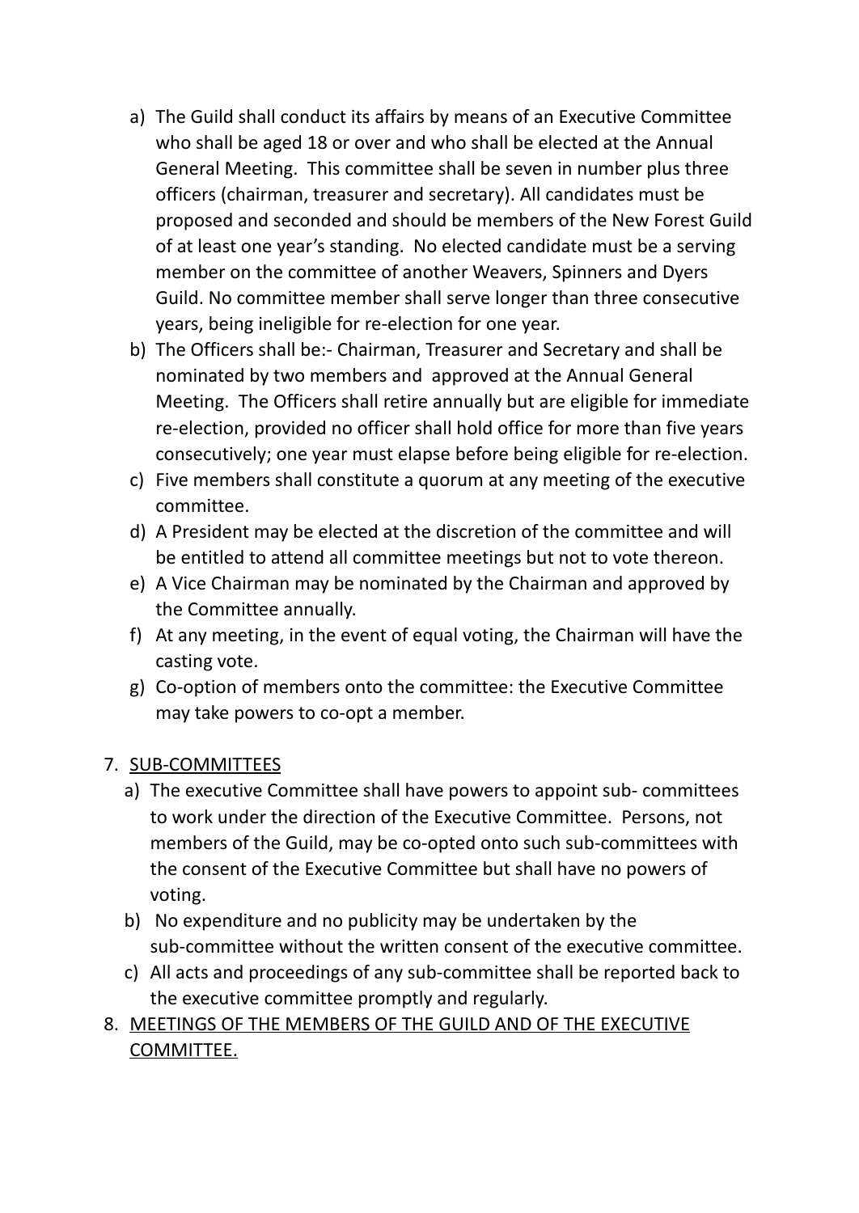a) The Guild shall conduct its affairs by means of an Executive Committee who shall be aged 18 or over and who shall be elected at the Annual General Meeting. This committee shall be seven in number plus three officers (chairman, treasurer and secretary). All candidates must be proposed and seconded and should be members of the New Forest Guild of at least one year's standing. No elected candidate must be a serving member on the committee of another Weavers, Spinners and Dyers Guild. No committee member shall serve longer than three consecutive years, being ineligible for re-election for one year.

b) The Officers shall be:- Chairman, Treasurer and Secretary and shall be nominated by two members and approved at the Annual General Meeting. The Officers shall retire annually but are eligible for immediate re-election, provided no officer shall hold office for more than five years consecutively; one year must elapse before being eligible for re-election.

c) Five members shall constitute a quorum at any meeting of the executive committee.

d) A President may be elected at the discretion of the committee and will be entitled to attend all committee meetings but not to vote thereon.

e) A Vice Chairman may be nominated by the Chairman and approved by the Committee annually.

f) At any meeting, in the event of equal voting, the Chairman will have the casting vote.

g) Co-option of members onto the committee: the Executive Committee may take powers to co-opt a member.

7. <u>SUB-COMMITTEES</u>

a) The executive Committee shall have powers to appoint sub- committees to work under the direction of the Executive Committee. Persons, not members of the Guild, may be co-opted onto such sub-committees with the consent of the Executive Committee but shall have no powers of voting.

b) No expenditure and no publicity may be undertaken by the sub-committee without the written consent of the executive committee.

c) All acts and proceedings of any sub-committee shall be reported back to the executive committee promptly and regularly.

8. <u>MEETINGS OF THE MEMBERS OF THE GUILD AND OF THE EXECUTIVE COMMITTEE.</u>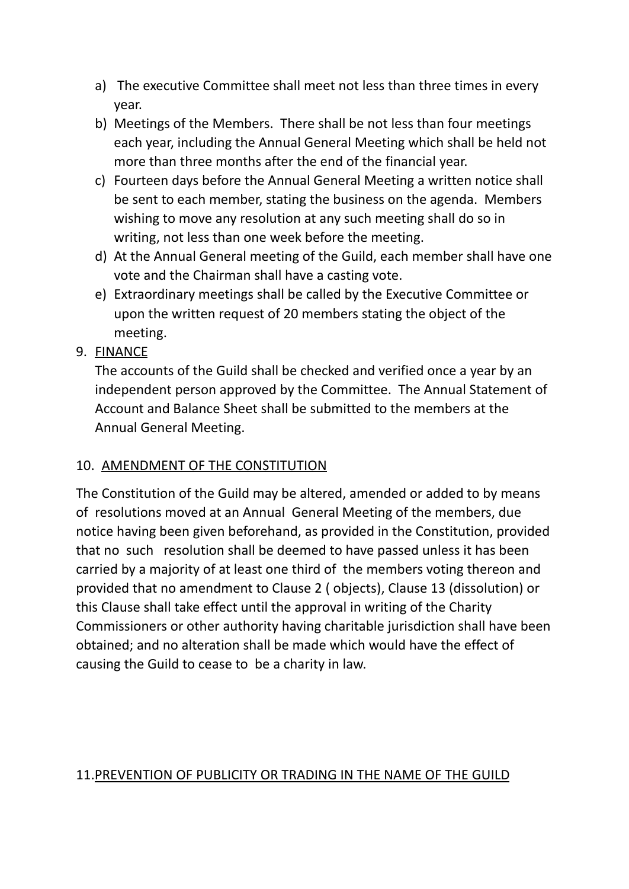a) The executive Committee shall meet not less than three times in every year.
b) Meetings of the Members. There shall be not less than four meetings each year, including the Annual General Meeting which shall be held not more than three months after the end of the financial year.
c) Fourteen days before the Annual General Meeting a written notice shall be sent to each member, stating the business on the agenda. Members wishing to move any resolution at any such meeting shall do so in writing, not less than one week before the meeting.
d) At the Annual General meeting of the Guild, each member shall have one vote and the Chairman shall have a casting vote.
e) Extraordinary meetings shall be called by the Executive Committee or upon the written request of 20 members stating the object of the meeting.

9. <u>FINANCE</u>

   The accounts of the Guild shall be checked and verified once a year by an independent person approved by the Committee. The Annual Statement of Account and Balance Sheet shall be submitted to the members at the Annual General Meeting.

10. <u>AMENDMENT OF THE CONSTITUTION</u>

The Constitution of the Guild may be altered, amended or added to by means of resolutions moved at an Annual General Meeting of the members, due notice having been given beforehand, as provided in the Constitution, provided that no such resolution shall be deemed to have passed unless it has been carried by a majority of at least one third of the members voting thereon and provided that no amendment to Clause 2 ( objects), Clause 13 (dissolution) or this Clause shall take effect until the approval in writing of the Charity Commissioners or other authority having charitable jurisdiction shall have been obtained; and no alteration shall be made which would have the effect of causing the Guild to cease to be a charity in law.

11. <u>PREVENTION OF PUBLICITY OR TRADING IN THE NAME OF THE GUILD</u>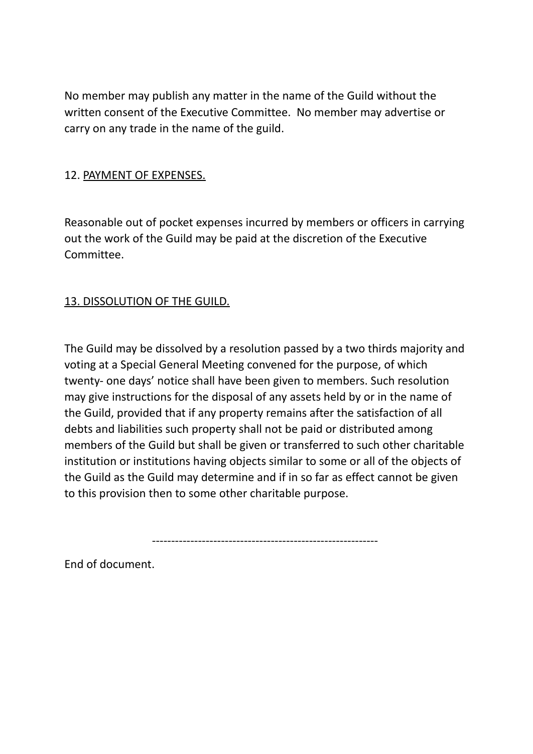No member may publish any matter in the name of the Guild without the written consent of the Executive Committee. No member may advertise or carry on any trade in the name of the guild.

## 12. PAYMENT OF EXPENSES.

Reasonable out of pocket expenses incurred by members or officers in carrying out the work of the Guild may be paid at the discretion of the Executive Committee.

## 13. DISSOLUTION OF THE GUILD.

The Guild may be dissolved by a resolution passed by a two thirds majority and voting at a Special General Meeting convened for the purpose, of which twenty- one days' notice shall have been given to members. Such resolution may give instructions for the disposal of any assets held by or in the name of the Guild, provided that if any property remains after the satisfaction of all debts and liabilities such property shall not be paid or distributed among members of the Guild but shall be given or transferred to such other charitable institution or institutions having objects similar to some or all of the objects of the Guild as the Guild may determine and if in so far as effect cannot be given to this provision then to some other charitable purpose.

-----------------------------------------------------------

End of document.